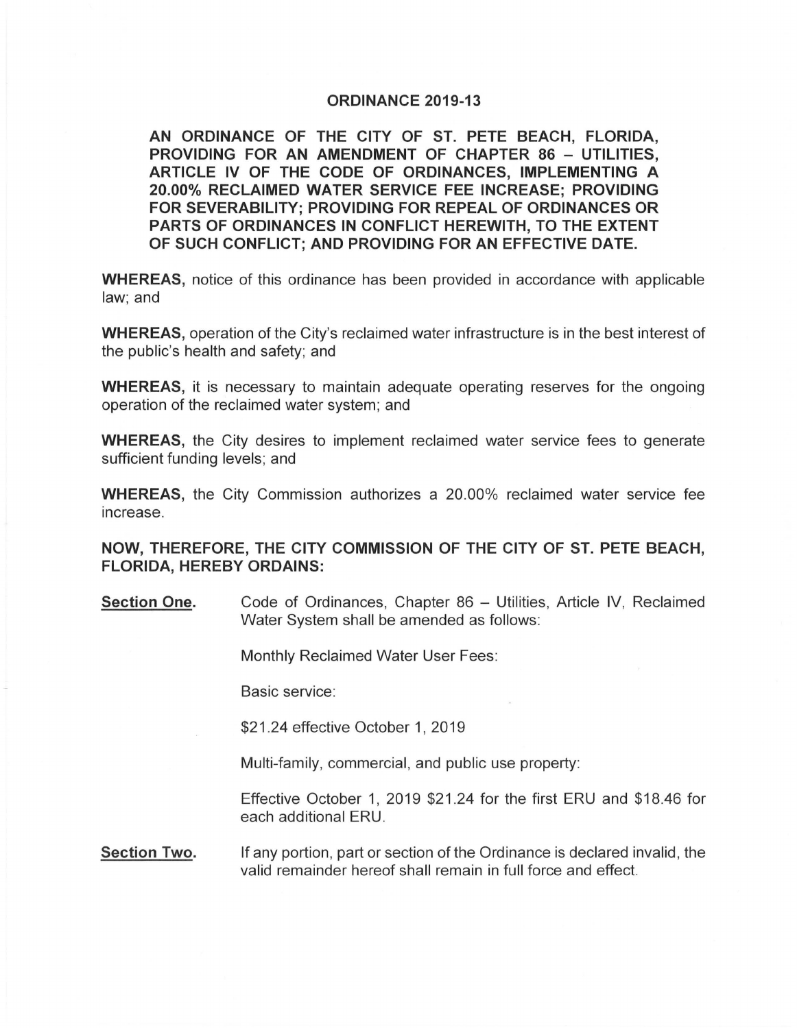# ORDINANCE 2019-13

**AN ORDINANCE OF THE CITY OF ST. PETE BEACH, FLORIDA, PROVIDING FOR AN AMENDMENT OF CHAPTER 86 – UTILITIES, ARTICLE IV OF THE CODE OF ORDINANCES, IMPLEMENTING A 20.00% RECLAIMED WATER SERVICE FEE INCREASE; PROVIDING FOR SEVERABILITY; PROVIDING FOR REPEAL OF ORDINANCES OR PARTS OF ORDINANCES IN CONFLICT HEREWITH, TO THE EXTENT OF SUCH CONFLICT; AND PROVIDING FOR AN EFFECTIVE DATE.**

**WHEREAS,** notice of this ordinance has been provided in accordance with applicable law; and

**WHEREAS,** operation of the City's reclaimed water infrastructure is in the best interest of the public's health and safety; and

**WHEREAS,** it is necessary to maintain adequate operating reserves for the ongoing operation of the reclaimed water system; and

**WHEREAS,** the City desires to implement reclaimed water service fees to generate sufficient funding levels; and

**WHEREAS,** the City Commission authorizes a 20.00% reclaimed water service fee increase.

**NOW, THEREFORE, THE CITY COMMISSION OF THE CITY OF ST. PETE BEACH, FLORIDA, HEREBY ORDAINS:**

**Section One.** Code of Ordinances, Chapter 86 – Utilities, Article IV, Reclaimed Water System shall be amended as follows:

Monthly Reclaimed Water User Fees:

Basic service:

$21.24 effective October 1, 2019

Multi-family, commercial, and public use property:

Effective October 1, 2019 $21.24 for the first ERU and $18.46 for each additional ERU.

**Section Two.** If any portion, part or section of the Ordinance is declared invalid, the valid remainder hereof shall remain in full force and effect.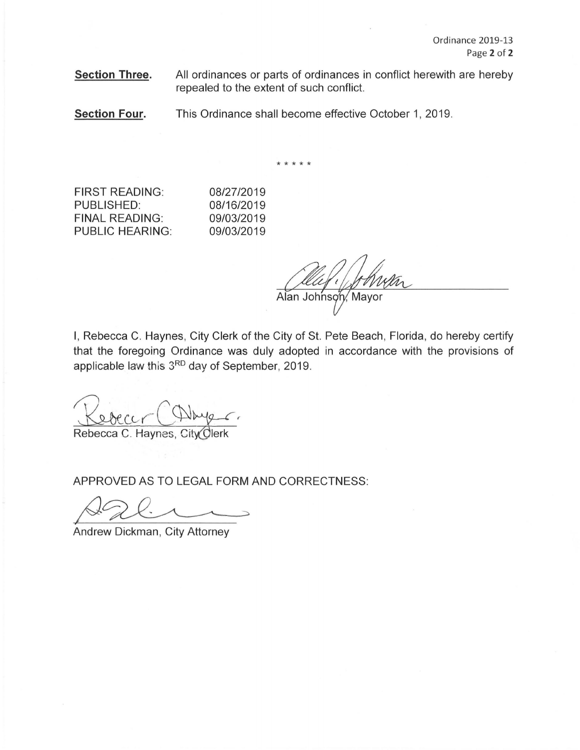**Section Three.** All ordinances or parts of ordinances in conflict herewith are hereby repealed to the extent of such conflict.

**Section Four.** This Ordinance shall become effective October 1, 2019.

\* \* \* \* \*

| | |
|---|---|
| FIRST READING: | 08/27/2019 |
| PUBLISHED: | 08/16/2019 |
| FINAL READING: | 09/03/2019 |
| PUBLIC HEARING: | 09/03/2019 |

Alan Johnson, Mayor

I, Rebecca C. Haynes, City Clerk of the City of St. Pete Beach, Florida, do hereby certify that the foregoing Ordinance was duly adopted in accordance with the provisions of applicable law this 3RD day of September, 2019.

Rebecca C. Haynes, City Clerk

APPROVED AS TO LEGAL FORM AND CORRECTNESS:

Andrew Dickman, City Attorney